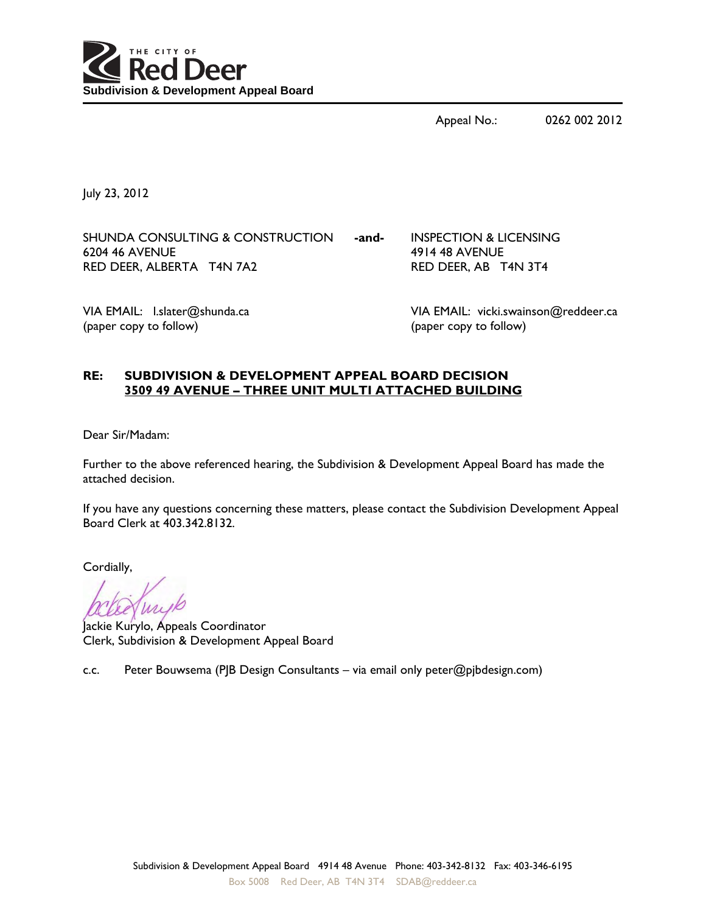THE CITY OF **Red Deer**
**Subdivision & Development Appeal Board**

Appeal No.: 0262 002 2012

July 23, 2012

SHUNDA CONSULTING & CONSTRUCTION
6204 46 AVENUE
RED DEER, ALBERTA T4N 7A2

**-and-**

INSPECTION & LICENSING
4914 48 AVENUE
RED DEER, AB T4N 3T4

VIA EMAIL: l.slater@shunda.ca
(paper copy to follow)

VIA EMAIL: vicki.swainson@reddeer.ca
(paper copy to follow)

**RE: SUBDIVISION & DEVELOPMENT APPEAL BOARD DECISION**
**<u>3509 49 AVENUE – THREE UNIT MULTI ATTACHED BUILDING</u>**

Dear Sir/Madam:

Further to the above referenced hearing, the Subdivision & Development Appeal Board has made the attached decision.

If you have any questions concerning these matters, please contact the Subdivision Development Appeal Board Clerk at 403.342.8132.

Cordially,

Jackie Kurylo, Appeals Coordinator
Clerk, Subdivision & Development Appeal Board

c.c. Peter Bouwsema (PJB Design Consultants – via email only peter@pjbdesign.com)

Subdivision & Development Appeal Board 4914 48 Avenue Phone: 403-342-8132 Fax: 403-346-6195
Box 5008 Red Deer, AB T4N 3T4 SDAB@reddeer.ca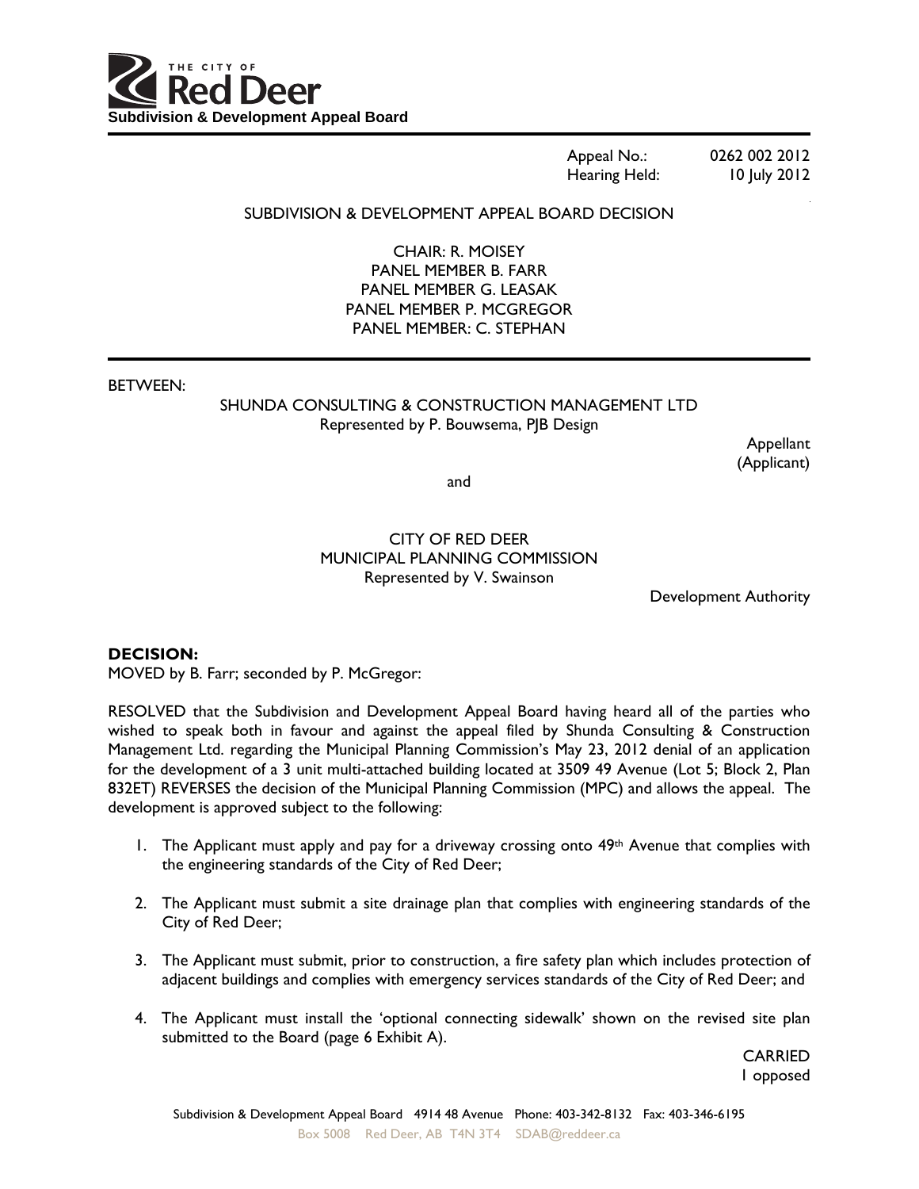THE CITY OF **Red Deer**
**Subdivision & Development Appeal Board**

Appeal No.: 0262 002 2012
Hearing Held: 10 July 2012

SUBDIVISION & DEVELOPMENT APPEAL BOARD DECISION

CHAIR: R. MOISEY
PANEL MEMBER B. FARR
PANEL MEMBER G. LEASAK
PANEL MEMBER P. MCGREGOR
PANEL MEMBER: C. STEPHAN

BETWEEN:

SHUNDA CONSULTING & CONSTRUCTION MANAGEMENT LTD
Represented by P. Bouwsema, PJB Design

Appellant
(Applicant)

and

CITY OF RED DEER
MUNICIPAL PLANNING COMMISSION
Represented by V. Swainson

Development Authority

**DECISION:**
MOVED by B. Farr; seconded by P. McGregor:

RESOLVED that the Subdivision and Development Appeal Board having heard all of the parties who wished to speak both in favour and against the appeal filed by Shunda Consulting & Construction Management Ltd. regarding the Municipal Planning Commission's May 23, 2012 denial of an application for the development of a 3 unit multi-attached building located at 3509 49 Avenue (Lot 5; Block 2, Plan 832ET) REVERSES the decision of the Municipal Planning Commission (MPC) and allows the appeal. The development is approved subject to the following:

1. The Applicant must apply and pay for a driveway crossing onto 49th Avenue that complies with the engineering standards of the City of Red Deer;

2. The Applicant must submit a site drainage plan that complies with engineering standards of the City of Red Deer;

3. The Applicant must submit, prior to construction, a fire safety plan which includes protection of adjacent buildings and complies with emergency services standards of the City of Red Deer; and

4. The Applicant must install the 'optional connecting sidewalk' shown on the revised site plan submitted to the Board (page 6 Exhibit A).

CARRIED
1 opposed

Subdivision & Development Appeal Board 4914 48 Avenue Phone: 403-342-8132 Fax: 403-346-6195
Box 5008 Red Deer, AB T4N 3T4 SDAB@reddeer.ca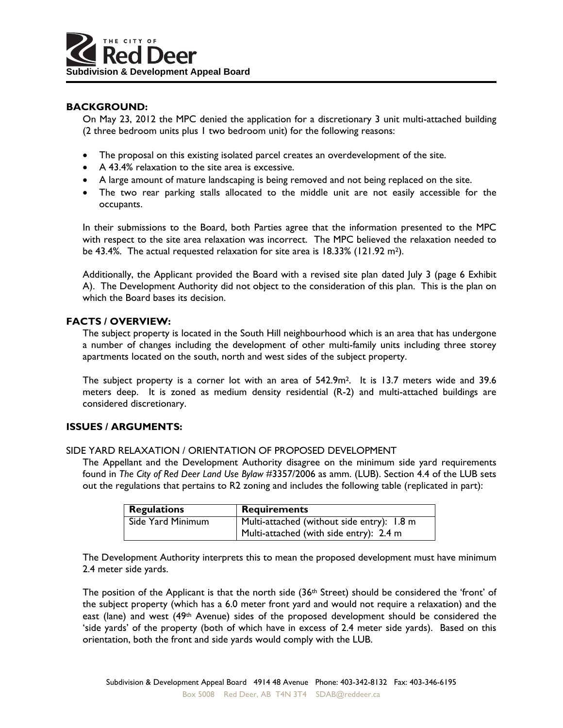## BACKGROUND:

On May 23, 2012 the MPC denied the application for a discretionary 3 unit multi-attached building (2 three bedroom units plus 1 two bedroom unit) for the following reasons:

- The proposal on this existing isolated parcel creates an overdevelopment of the site.
- A 43.4% relaxation to the site area is excessive.
- A large amount of mature landscaping is being removed and not being replaced on the site.
- The two rear parking stalls allocated to the middle unit are not easily accessible for the occupants.

In their submissions to the Board, both Parties agree that the information presented to the MPC with respect to the site area relaxation was incorrect. The MPC believed the relaxation needed to be 43.4%. The actual requested relaxation for site area is 18.33% (121.92 m$^2$).

Additionally, the Applicant provided the Board with a revised site plan dated July 3 (page 6 Exhibit A). The Development Authority did not object to the consideration of this plan. This is the plan on which the Board bases its decision.

## FACTS / OVERVIEW:

The subject property is located in the South Hill neighbourhood which is an area that has undergone a number of changes including the development of other multi-family units including three storey apartments located on the south, north and west sides of the subject property.

The subject property is a corner lot with an area of 542.9m$^2$. It is 13.7 meters wide and 39.6 meters deep. It is zoned as medium density residential (R-2) and multi-attached buildings are considered discretionary.

## ISSUES / ARGUMENTS:

SIDE YARD RELAXATION / ORIENTATION OF PROPOSED DEVELOPMENT

The Appellant and the Development Authority disagree on the minimum side yard requirements found in *The City of Red Deer Land Use Bylaw* #3357/2006 as amm. (LUB). Section 4.4 of the LUB sets out the regulations that pertains to R2 zoning and includes the following table (replicated in part):

| **Regulations** | **Requirements** |
|---|---|
| Side Yard Minimum | Multi-attached (without side entry): 1.8 m<br>Multi-attached (with side entry): 2.4 m |

The Development Authority interprets this to mean the proposed development must have minimum 2.4 meter side yards.

The position of the Applicant is that the north side (36th Street) should be considered the 'front' of the subject property (which has a 6.0 meter front yard and would not require a relaxation) and the east (lane) and west (49th Avenue) sides of the proposed development should be considered the 'side yards' of the property (both of which have in excess of 2.4 meter side yards). Based on this orientation, both the front and side yards would comply with the LUB.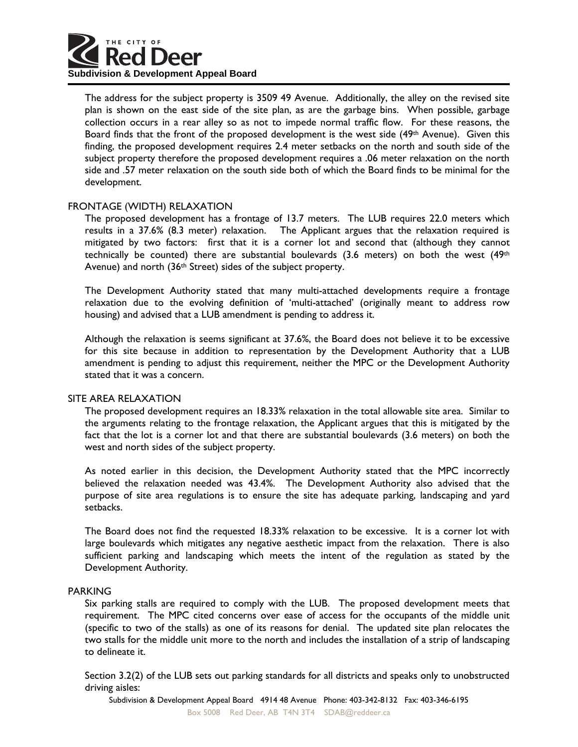The address for the subject property is 3509 49 Avenue. Additionally, the alley on the revised site plan is shown on the east side of the site plan, as are the garbage bins. When possible, garbage collection occurs in a rear alley so as not to impede normal traffic flow. For these reasons, the Board finds that the front of the proposed development is the west side (49th Avenue). Given this finding, the proposed development requires 2.4 meter setbacks on the north and south side of the subject property therefore the proposed development requires a .06 meter relaxation on the north side and .57 meter relaxation on the south side both of which the Board finds to be minimal for the development.

## FRONTAGE (WIDTH) RELAXATION

The proposed development has a frontage of 13.7 meters. The LUB requires 22.0 meters which results in a 37.6% (8.3 meter) relaxation. The Applicant argues that the relaxation required is mitigated by two factors: first that it is a corner lot and second that (although they cannot technically be counted) there are substantial boulevards (3.6 meters) on both the west (49th Avenue) and north (36th Street) sides of the subject property.

The Development Authority stated that many multi-attached developments require a frontage relaxation due to the evolving definition of 'multi-attached' (originally meant to address row housing) and advised that a LUB amendment is pending to address it.

Although the relaxation is seems significant at 37.6%, the Board does not believe it to be excessive for this site because in addition to representation by the Development Authority that a LUB amendment is pending to adjust this requirement, neither the MPC or the Development Authority stated that it was a concern.

## SITE AREA RELAXATION

The proposed development requires an 18.33% relaxation in the total allowable site area. Similar to the arguments relating to the frontage relaxation, the Applicant argues that this is mitigated by the fact that the lot is a corner lot and that there are substantial boulevards (3.6 meters) on both the west and north sides of the subject property.

As noted earlier in this decision, the Development Authority stated that the MPC incorrectly believed the relaxation needed was 43.4%. The Development Authority also advised that the purpose of site area regulations is to ensure the site has adequate parking, landscaping and yard setbacks.

The Board does not find the requested 18.33% relaxation to be excessive. It is a corner lot with large boulevards which mitigates any negative aesthetic impact from the relaxation. There is also sufficient parking and landscaping which meets the intent of the regulation as stated by the Development Authority.

## PARKING

Six parking stalls are required to comply with the LUB. The proposed development meets that requirement. The MPC cited concerns over ease of access for the occupants of the middle unit (specific to two of the stalls) as one of its reasons for denial. The updated site plan relocates the two stalls for the middle unit more to the north and includes the installation of a strip of landscaping to delineate it.

Section 3.2(2) of the LUB sets out parking standards for all districts and speaks only to unobstructed driving aisles: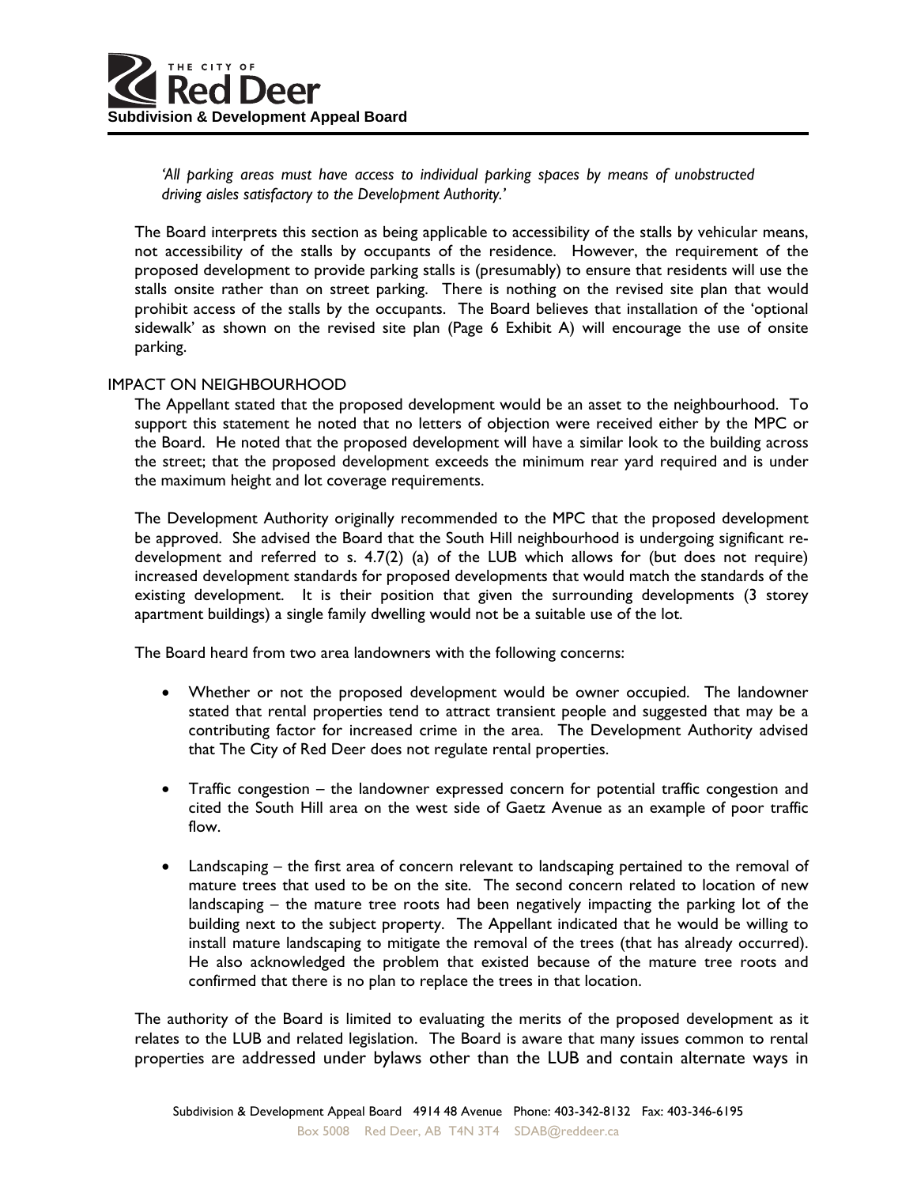*'All parking areas must have access to individual parking spaces by means of unobstructed driving aisles satisfactory to the Development Authority.'*

The Board interprets this section as being applicable to accessibility of the stalls by vehicular means, not accessibility of the stalls by occupants of the residence. However, the requirement of the proposed development to provide parking stalls is (presumably) to ensure that residents will use the stalls onsite rather than on street parking. There is nothing on the revised site plan that would prohibit access of the stalls by the occupants. The Board believes that installation of the 'optional sidewalk' as shown on the revised site plan (Page 6 Exhibit A) will encourage the use of onsite parking.

IMPACT ON NEIGHBOURHOOD

The Appellant stated that the proposed development would be an asset to the neighbourhood. To support this statement he noted that no letters of objection were received either by the MPC or the Board. He noted that the proposed development will have a similar look to the building across the street; that the proposed development exceeds the minimum rear yard required and is under the maximum height and lot coverage requirements.

The Development Authority originally recommended to the MPC that the proposed development be approved. She advised the Board that the South Hill neighbourhood is undergoing significant re-development and referred to s. 4.7(2) (a) of the LUB which allows for (but does not require) increased development standards for proposed developments that would match the standards of the existing development. It is their position that given the surrounding developments (3 storey apartment buildings) a single family dwelling would not be a suitable use of the lot.

The Board heard from two area landowners with the following concerns:

- Whether or not the proposed development would be owner occupied. The landowner stated that rental properties tend to attract transient people and suggested that may be a contributing factor for increased crime in the area. The Development Authority advised that The City of Red Deer does not regulate rental properties.

- Traffic congestion – the landowner expressed concern for potential traffic congestion and cited the South Hill area on the west side of Gaetz Avenue as an example of poor traffic flow.

- Landscaping – the first area of concern relevant to landscaping pertained to the removal of mature trees that used to be on the site. The second concern related to location of new landscaping – the mature tree roots had been negatively impacting the parking lot of the building next to the subject property. The Appellant indicated that he would be willing to install mature landscaping to mitigate the removal of the trees (that has already occurred). He also acknowledged the problem that existed because of the mature tree roots and confirmed that there is no plan to replace the trees in that location.

The authority of the Board is limited to evaluating the merits of the proposed development as it relates to the LUB and related legislation. The Board is aware that many issues common to rental properties are addressed under bylaws other than the LUB and contain alternate ways in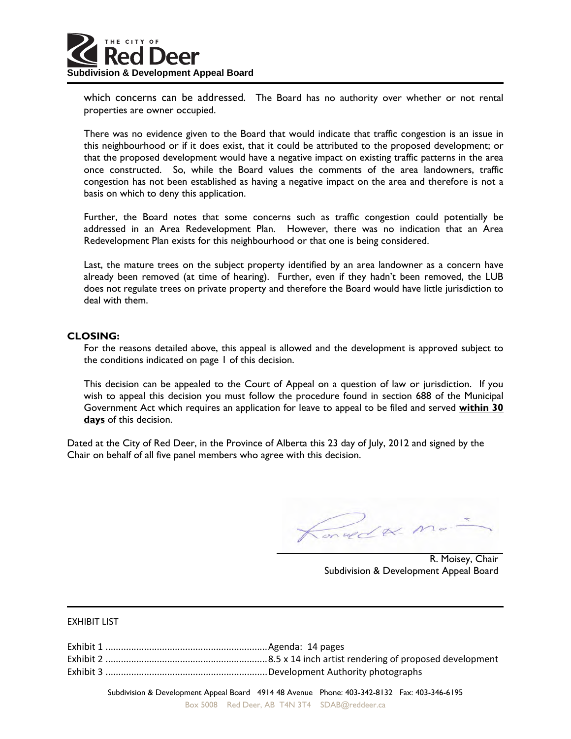which concerns can be addressed. The Board has no authority over whether or not rental properties are owner occupied.

There was no evidence given to the Board that would indicate that traffic congestion is an issue in this neighbourhood or if it does exist, that it could be attributed to the proposed development; or that the proposed development would have a negative impact on existing traffic patterns in the area once constructed. So, while the Board values the comments of the area landowners, traffic congestion has not been established as having a negative impact on the area and therefore is not a basis on which to deny this application.

Further, the Board notes that some concerns such as traffic congestion could potentially be addressed in an Area Redevelopment Plan. However, there was no indication that an Area Redevelopment Plan exists for this neighbourhood or that one is being considered.

Last, the mature trees on the subject property identified by an area landowner as a concern have already been removed (at time of hearing). Further, even if they hadn't been removed, the LUB does not regulate trees on private property and therefore the Board would have little jurisdiction to deal with them.

**CLOSING:**

For the reasons detailed above, this appeal is allowed and the development is approved subject to the conditions indicated on page 1 of this decision.

This decision can be appealed to the Court of Appeal on a question of law or jurisdiction. If you wish to appeal this decision you must follow the procedure found in section 688 of the Municipal Government Act which requires an application for leave to appeal to be filed and served **within 30 days** of this decision.

Dated at the City of Red Deer, in the Province of Alberta this 23 day of July, 2012 and signed by the Chair on behalf of all five panel members who agree with this decision.

R. Moisey, Chair
Subdivision & Development Appeal Board

EXHIBIT LIST

Exhibit 1 ..............................................................Agenda: 14 pages
Exhibit 2 ..............................................................8.5 x 14 inch artist rendering of proposed development
Exhibit 3 ..............................................................Development Authority photographs